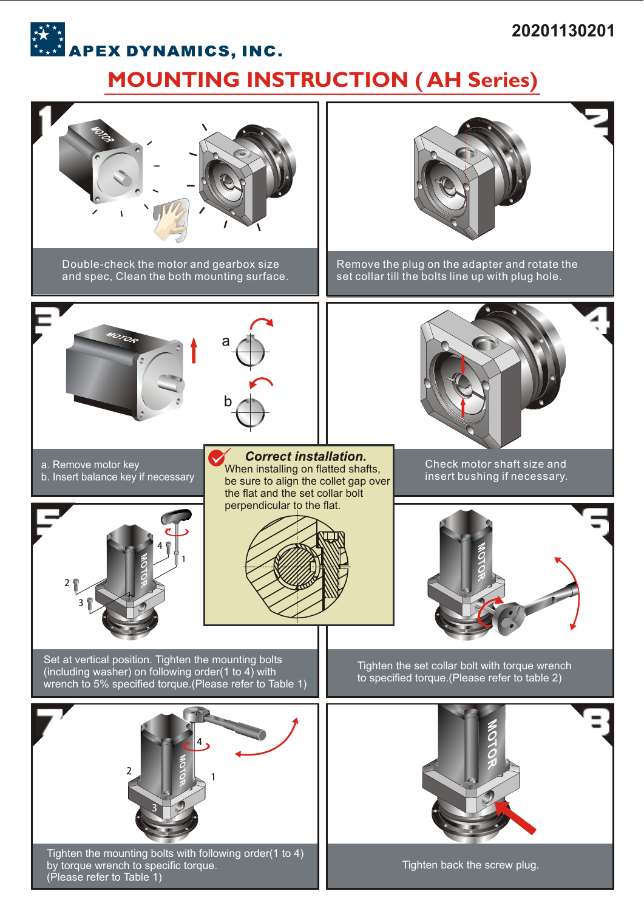APEX DYNAMICS, INC.

20201130201

# MOUNTING INSTRUCTION ( AH Series)

**1**

Double-check the motor and gearbox size and spec, Clean the both mounting surface.

**2**

Remove the plug on the adapter and rotate the set collar till the bolts line up with plug hole.

**3**

a. Remove motor key
b. Insert balance key if necessary

**4**

Check motor shaft size and insert bushing if necessary.

***Correct installation.***

When installing on flatted shafts, be sure to align the collet gap over the flat and the set collar bolt perpendicular to the flat.

**5**

Set at vertical position. Tighten the mounting bolts (including washer) on following order(1 to 4) with wrench to 5% specified torque.(Please refer to Table 1)

**6**

Tighten the set collar bolt with torque wrench to specified torque.(Please refer to table 2)

**7**

Tighten the mounting bolts with following order(1 to 4) by torque wrench to specific torque.
(Please refer to Table 1)

**8**

Tighten back the screw plug.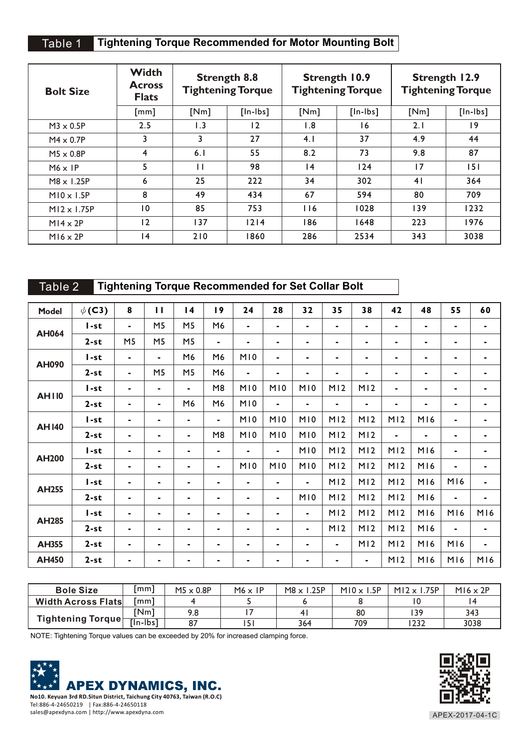## Table 1 Tightening Torque Recommended for Motor Mounting Bolt

| Bolt Size | Width Across Flats | Strength 8.8 Tightening Torque | | Strength 10.9 Tightening Torque | | Strength 12.9 Tightening Torque | |
|---|---|---|---|---|---|---|---|
| | [mm] | [Nm] | [In-lbs] | [Nm] | [In-lbs] | [Nm] | [In-lbs] |
| M3 x 0.5P | 2.5 | 1.3 | 12 | 1.8 | 16 | 2.1 | 19 |
| M4 x 0.7P | 3 | 3 | 27 | 4.1 | 37 | 4.9 | 44 |
| M5 x 0.8P | 4 | 6.1 | 55 | 8.2 | 73 | 9.8 | 87 |
| M6 x 1P | 5 | 11 | 98 | 14 | 124 | 17 | 151 |
| M8 x 1.25P | 6 | 25 | 222 | 34 | 302 | 41 | 364 |
| M10 x 1.5P | 8 | 49 | 434 | 67 | 594 | 80 | 709 |
| M12 x 1.75P | 10 | 85 | 753 | 116 | 1028 | 139 | 1232 |
| M14 x 2P | 12 | 137 | 1214 | 186 | 1648 | 223 | 1976 |
| M16 x 2P | 14 | 210 | 1860 | 286 | 2534 | 343 | 3038 |

## Table 2 Tightening Torque Recommended for Set Collar Bolt

| Model | $\phi$(C3) | 8 | 11 | 14 | 19 | 24 | 28 | 32 | 35 | 38 | 42 | 48 | 55 | 60 |
|---|---|---|---|---|---|---|---|---|---|---|---|---|---|---|
| AH064 | 1-st | - | M5 | M5 | M6 | - | - | - | - | - | - | - | - | - |
| | 2-st | M5 | M5 | M5 | - | - | - | - | - | - | - | - | - | - |
| AH090 | 1-st | - | - | M6 | M6 | M10 | - | - | - | - | - | - | - | - |
| | 2-st | - | M5 | M5 | M6 | - | - | - | - | - | - | - | - | - |
| AH110 | 1-st | - | - | - | M8 | M10 | M10 | M10 | M12 | M12 | - | - | - | - |
| | 2-st | - | - | M6 | M6 | M10 | - | - | - | - | - | - | - | - |
| AH140 | 1-st | - | - | - | - | M10 | M10 | M10 | M12 | M12 | M12 | M16 | - | - |
| | 2-st | - | - | - | M8 | M10 | M10 | M10 | M12 | M12 | - | - | - | - |
| AH200 | 1-st | - | - | - | - | - | - | M10 | M12 | M12 | M12 | M16 | - | - |
| | 2-st | - | - | - | - | M10 | M10 | M10 | M12 | M12 | M12 | M16 | - | - |
| AH255 | 1-st | - | - | - | - | - | - | - | M12 | M12 | M12 | M16 | M16 | - |
| | 2-st | - | - | - | - | - | - | M10 | M12 | M12 | M12 | M16 | - | - |
| AH285 | 1-st | - | - | - | - | - | - | - | M12 | M12 | M12 | M16 | M16 | M16 |
| | 2-st | - | - | - | - | - | - | - | M12 | M12 | M12 | M16 | - | - |
| AH355 | 2-st | - | - | - | - | - | - | - | - | M12 | M12 | M16 | M16 | - |
| AH450 | 2-st | - | - | - | - | - | - | - | - | - | M12 | M16 | M16 | M16 |

| Bole Size | [mm] | M5 x 0.8P | M6 x 1P | M8 x 1.25P | M10 x 1.5P | M12 x 1.75P | M16 x 2P |
|---|---|---|---|---|---|---|---|
| Width Across Flats | [mm] | 4 | 5 | 6 | 8 | 10 | 14 |
| Tightening Torque | [Nm] | 9.8 | 17 | 41 | 80 | 139 | 343 |
| | [In-lbs] | 87 | 151 | 364 | 709 | 1232 | 3038 |

NOTE: Tightening Torque values can be exceeded by 20% for increased clamping force.

**APEX DYNAMICS, INC.**
No10. Keyuan 3rd RD.Situn District, Taichung City 40763, Taiwan (R.O.C)
Tel:886-4-24650219 | Fax:886-4-24650118
sales@apexdyna.com | http://www.apexdyna.com

APEX-2017-04-1C